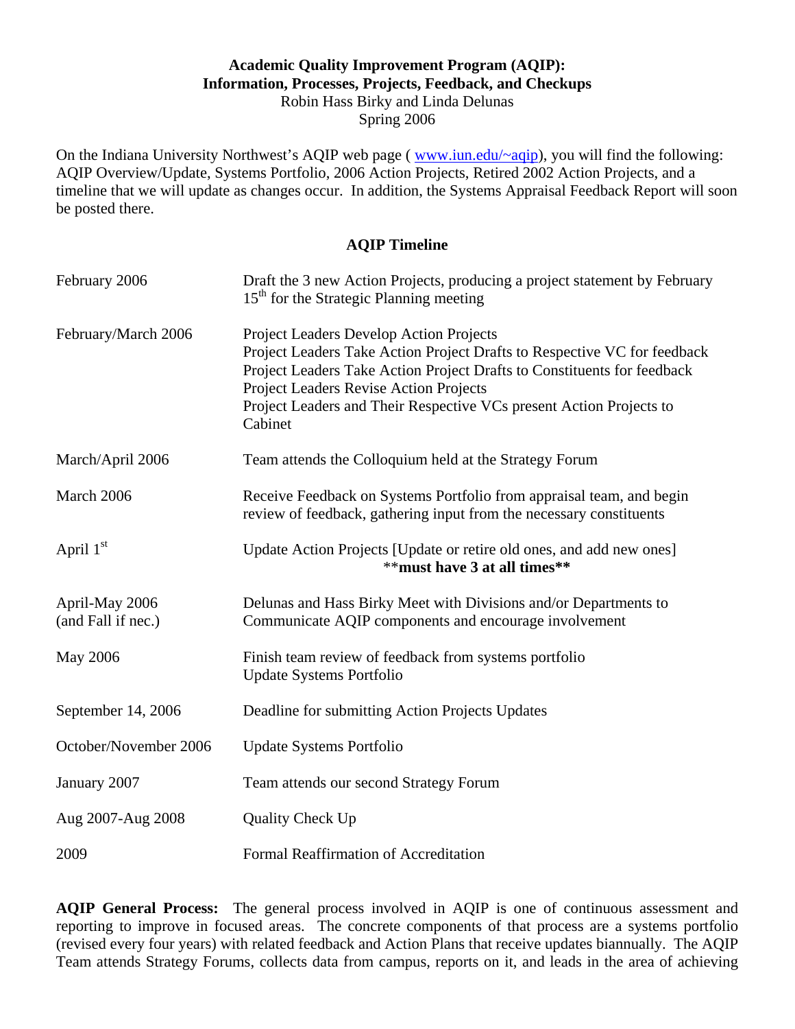**Academic Quality Improvement Program (AQIP): Information, Processes, Projects, Feedback, and Checkups**

Robin Hass Birky and Linda Delunas

Spring 2006

On the Indiana University Northwest's AQIP web page ( www.iun.edu/~aqip), you will find the following: AQIP Overview/Update, Systems Portfolio, 2006 Action Projects, Retired 2002 Action Projects, and a timeline that we will update as changes occur. In addition, the Systems Appraisal Feedback Report will soon be posted there.

**AQIP Timeline**

| | |
|---|---|
| February 2006 | Draft the 3 new Action Projects, producing a project statement by February 15th for the Strategic Planning meeting |
| February/March 2006 | Project Leaders Develop Action Projects<br>Project Leaders Take Action Project Drafts to Respective VC for feedback<br>Project Leaders Take Action Project Drafts to Constituents for feedback<br>Project Leaders Revise Action Projects<br>Project Leaders and Their Respective VCs present Action Projects to Cabinet |
| March/April 2006 | Team attends the Colloquium held at the Strategy Forum |
| March 2006 | Receive Feedback on Systems Portfolio from appraisal team, and begin review of feedback, gathering input from the necessary constituents |
| April 1st | Update Action Projects [Update or retire old ones, and add new ones]<br>****must have 3 at all times**** |
| April-May 2006 (and Fall if nec.) | Delunas and Hass Birky Meet with Divisions and/or Departments to Communicate AQIP components and encourage involvement |
| May 2006 | Finish team review of feedback from systems portfolio<br>Update Systems Portfolio |
| September 14, 2006 | Deadline for submitting Action Projects Updates |
| October/November 2006 | Update Systems Portfolio |
| January 2007 | Team attends our second Strategy Forum |
| Aug 2007-Aug 2008 | Quality Check Up |
| 2009 | Formal Reaffirmation of Accreditation |

**AQIP General Process:** The general process involved in AQIP is one of continuous assessment and reporting to improve in focused areas. The concrete components of that process are a systems portfolio (revised every four years) with related feedback and Action Plans that receive updates biannually. The AQIP Team attends Strategy Forums, collects data from campus, reports on it, and leads in the area of achieving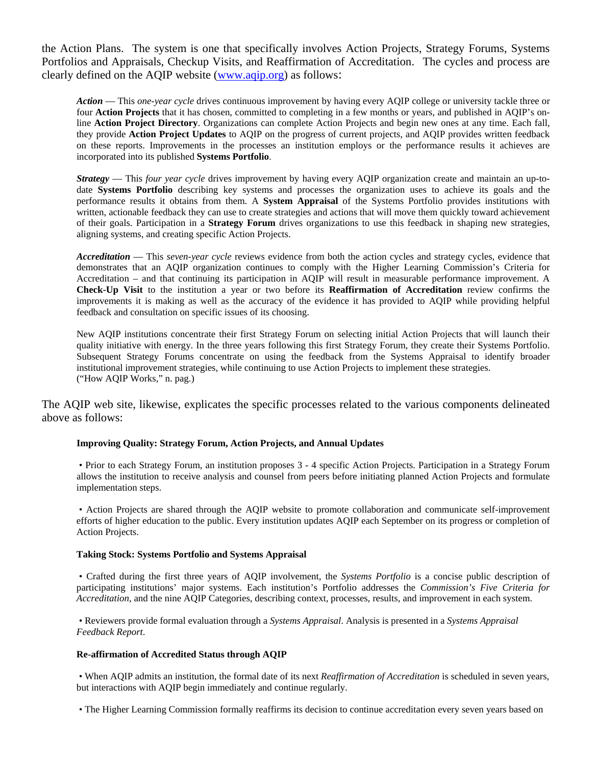the Action Plans. The system is one that specifically involves Action Projects, Strategy Forums, Systems Portfolios and Appraisals, Checkup Visits, and Reaffirmation of Accreditation. The cycles and process are clearly defined on the AQIP website (www.aqip.org) as follows:

> ***Action*** — This *one-year cycle* drives continuous improvement by having every AQIP college or university tackle three or four **Action Projects** that it has chosen, committed to completing in a few months or years, and published in AQIP's on-line **Action Project Directory**. Organizations can complete Action Projects and begin new ones at any time. Each fall, they provide **Action Project Updates** to AQIP on the progress of current projects, and AQIP provides written feedback on these reports. Improvements in the processes an institution employs or the performance results it achieves are incorporated into its published **Systems Portfolio**.
>
> ***Strategy*** — This *four year cycle* drives improvement by having every AQIP organization create and maintain an up-to-date **Systems Portfolio** describing key systems and processes the organization uses to achieve its goals and the performance results it obtains from them. A **System Appraisal** of the Systems Portfolio provides institutions with written, actionable feedback they can use to create strategies and actions that will move them quickly toward achievement of their goals. Participation in a **Strategy Forum** drives organizations to use this feedback in shaping new strategies, aligning systems, and creating specific Action Projects.
>
> ***Accreditation*** — This *seven-year cycle* reviews evidence from both the action cycles and strategy cycles, evidence that demonstrates that an AQIP organization continues to comply with the Higher Learning Commission's Criteria for Accreditation – and that continuing its participation in AQIP will result in measurable performance improvement. A **Check-Up Visit** to the institution a year or two before its **Reaffirmation of Accreditation** review confirms the improvements it is making as well as the accuracy of the evidence it has provided to AQIP while providing helpful feedback and consultation on specific issues of its choosing.
>
> New AQIP institutions concentrate their first Strategy Forum on selecting initial Action Projects that will launch their quality initiative with energy. In the three years following this first Strategy Forum, they create their Systems Portfolio. Subsequent Strategy Forums concentrate on using the feedback from the Systems Appraisal to identify broader institutional improvement strategies, while continuing to use Action Projects to implement these strategies.
> ("How AQIP Works," n. pag.)

The AQIP web site, likewise, explicates the specific processes related to the various components delineated above as follows:

> **Improving Quality: Strategy Forum, Action Projects, and Annual Updates**
>
> • Prior to each Strategy Forum, an institution proposes 3 - 4 specific Action Projects. Participation in a Strategy Forum allows the institution to receive analysis and counsel from peers before initiating planned Action Projects and formulate implementation steps.
>
> • Action Projects are shared through the AQIP website to promote collaboration and communicate self-improvement efforts of higher education to the public. Every institution updates AQIP each September on its progress or completion of Action Projects.
>
> **Taking Stock: Systems Portfolio and Systems Appraisal**
>
> • Crafted during the first three years of AQIP involvement, the *Systems Portfolio* is a concise public description of participating institutions' major systems. Each institution's Portfolio addresses the *Commission's Five Criteria for Accreditation*, and the nine AQIP Categories, describing context, processes, results, and improvement in each system.
>
> • Reviewers provide formal evaluation through a *Systems Appraisal*. Analysis is presented in a *Systems Appraisal Feedback Report*.
>
> **Re-affirmation of Accredited Status through AQIP**
>
> • When AQIP admits an institution, the formal date of its next *Reaffirmation of Accreditation* is scheduled in seven years, but interactions with AQIP begin immediately and continue regularly.
>
> • The Higher Learning Commission formally reaffirms its decision to continue accreditation every seven years based on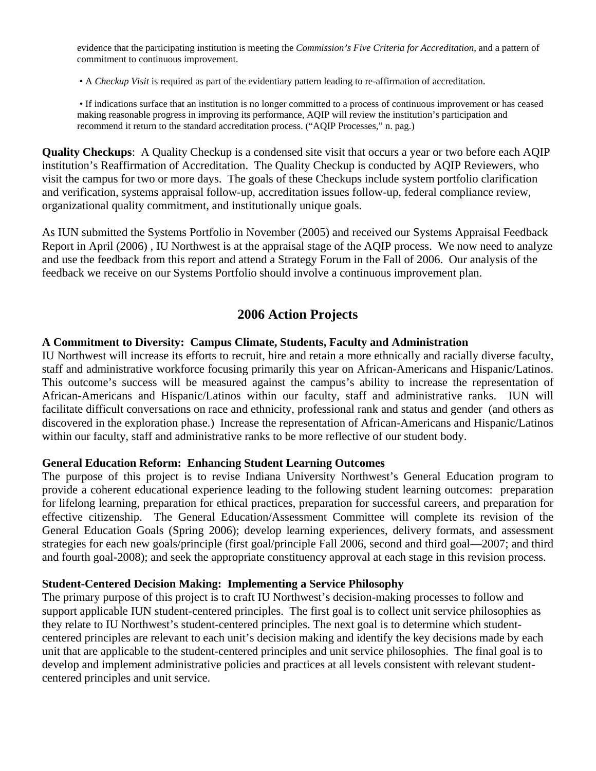evidence that the participating institution is meeting the *Commission's Five Criteria for Accreditation*, and a pattern of commitment to continuous improvement.

- A *Checkup Visit* is required as part of the evidentiary pattern leading to re-affirmation of accreditation.

- If indications surface that an institution is no longer committed to a process of continuous improvement or has ceased making reasonable progress in improving its performance, AQIP will review the institution's participation and recommend it return to the standard accreditation process. ("AQIP Processes," n. pag.)

**Quality Checkups**: A Quality Checkup is a condensed site visit that occurs a year or two before each AQIP institution's Reaffirmation of Accreditation. The Quality Checkup is conducted by AQIP Reviewers, who visit the campus for two or more days. The goals of these Checkups include system portfolio clarification and verification, systems appraisal follow-up, accreditation issues follow-up, federal compliance review, organizational quality commitment, and institutionally unique goals.

As IUN submitted the Systems Portfolio in November (2005) and received our Systems Appraisal Feedback Report in April (2006) , IU Northwest is at the appraisal stage of the AQIP process. We now need to analyze and use the feedback from this report and attend a Strategy Forum in the Fall of 2006. Our analysis of the feedback we receive on our Systems Portfolio should involve a continuous improvement plan.

## 2006 Action Projects

**A Commitment to Diversity: Campus Climate, Students, Faculty and Administration**

IU Northwest will increase its efforts to recruit, hire and retain a more ethnically and racially diverse faculty, staff and administrative workforce focusing primarily this year on African-Americans and Hispanic/Latinos. This outcome's success will be measured against the campus's ability to increase the representation of African-Americans and Hispanic/Latinos within our faculty, staff and administrative ranks. IUN will facilitate difficult conversations on race and ethnicity, professional rank and status and gender (and others as discovered in the exploration phase.) Increase the representation of African-Americans and Hispanic/Latinos within our faculty, staff and administrative ranks to be more reflective of our student body.

**General Education Reform: Enhancing Student Learning Outcomes**

The purpose of this project is to revise Indiana University Northwest's General Education program to provide a coherent educational experience leading to the following student learning outcomes: preparation for lifelong learning, preparation for ethical practices, preparation for successful careers, and preparation for effective citizenship. The General Education/Assessment Committee will complete its revision of the General Education Goals (Spring 2006); develop learning experiences, delivery formats, and assessment strategies for each new goals/principle (first goal/principle Fall 2006, second and third goal—2007; and third and fourth goal-2008); and seek the appropriate constituency approval at each stage in this revision process.

**Student-Centered Decision Making: Implementing a Service Philosophy**

The primary purpose of this project is to craft IU Northwest's decision-making processes to follow and support applicable IUN student-centered principles. The first goal is to collect unit service philosophies as they relate to IU Northwest's student-centered principles. The next goal is to determine which student-centered principles are relevant to each unit's decision making and identify the key decisions made by each unit that are applicable to the student-centered principles and unit service philosophies. The final goal is to develop and implement administrative policies and practices at all levels consistent with relevant student-centered principles and unit service.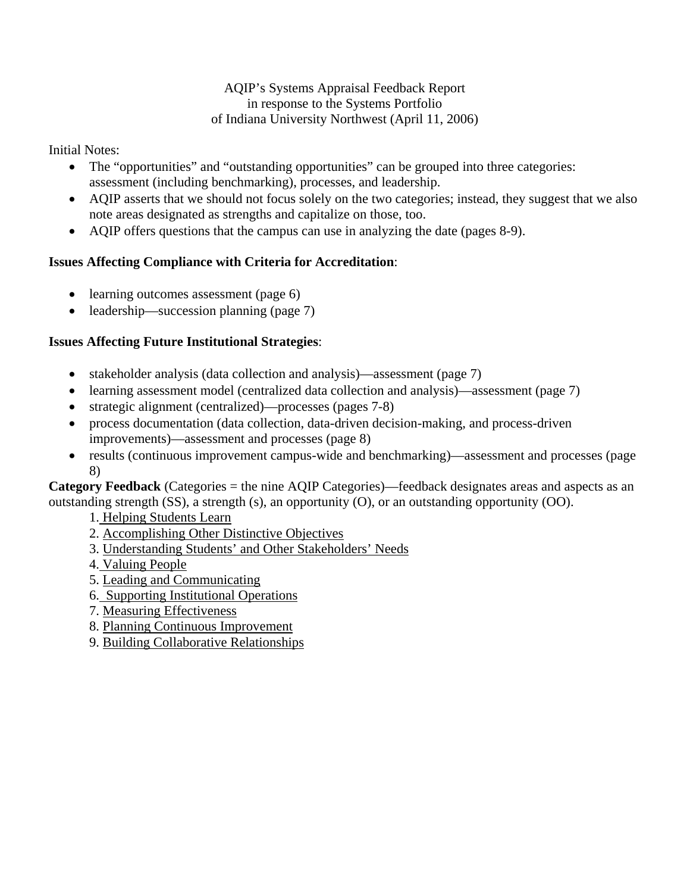AQIP's Systems Appraisal Feedback Report
in response to the Systems Portfolio
of Indiana University Northwest (April 11, 2006)

Initial Notes:

- The "opportunities" and "outstanding opportunities" can be grouped into three categories: assessment (including benchmarking), processes, and leadership.
- AQIP asserts that we should not focus solely on the two categories; instead, they suggest that we also note areas designated as strengths and capitalize on those, too.
- AQIP offers questions that the campus can use in analyzing the date (pages 8-9).

**Issues Affecting Compliance with Criteria for Accreditation**:

- learning outcomes assessment (page 6)
- leadership—succession planning (page 7)

**Issues Affecting Future Institutional Strategies**:

- stakeholder analysis (data collection and analysis)—assessment (page 7)
- learning assessment model (centralized data collection and analysis)—assessment (page 7)
- strategic alignment (centralized)—processes (pages 7-8)
- process documentation (data collection, data-driven decision-making, and process-driven improvements)—assessment and processes (page 8)
- results (continuous improvement campus-wide and benchmarking)—assessment and processes (page 8)

**Category Feedback** (Categories = the nine AQIP Categories)—feedback designates areas and aspects as an outstanding strength (SS), a strength (s), an opportunity (O), or an outstanding opportunity (OO).

1. Helping Students Learn
2. Accomplishing Other Distinctive Objectives
3. Understanding Students' and Other Stakeholders' Needs
4. Valuing People
5. Leading and Communicating
6. Supporting Institutional Operations
7. Measuring Effectiveness
8. Planning Continuous Improvement
9. Building Collaborative Relationships